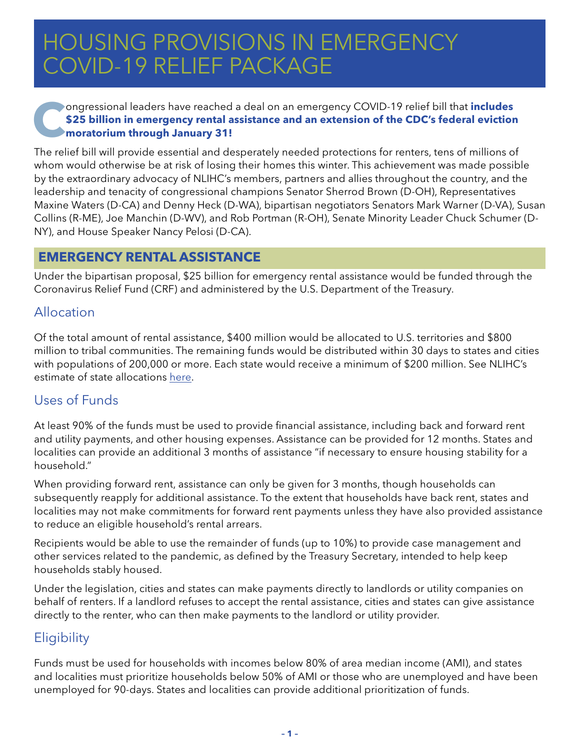# HOUSING PROVISIONS IN EMERGENCY COVID-19 RELIEF PACKAGE

Congressional leaders have reached a deal on an emergency COVID-19 relief bill that **includes $25 billion in emergency rental assistance and an extension of the CDC's federal eviction moratorium through January 31!**

The relief bill will provide essential and desperately needed protections for renters, tens of millions of whom would otherwise be at risk of losing their homes this winter. This achievement was made possible by the extraordinary advocacy of NLIHC's members, partners and allies throughout the country, and the leadership and tenacity of congressional champions Senator Sherrod Brown (D-OH), Representatives Maxine Waters (D-CA) and Denny Heck (D-WA), bipartisan negotiators Senators Mark Warner (D-VA), Susan Collins (R-ME), Joe Manchin (D-WV), and Rob Portman (R-OH), Senate Minority Leader Chuck Schumer (D-NY), and House Speaker Nancy Pelosi (D-CA).

## EMERGENCY RENTAL ASSISTANCE

Under the bipartisan proposal, $25 billion for emergency rental assistance would be funded through the Coronavirus Relief Fund (CRF) and administered by the U.S. Department of the Treasury.

### Allocation

Of the total amount of rental assistance, $400 million would be allocated to U.S. territories and $800 million to tribal communities. The remaining funds would be distributed within 30 days to states and cities with populations of 200,000 or more. Each state would receive a minimum of $200 million. See NLIHC's estimate of state allocations here.

### Uses of Funds

At least 90% of the funds must be used to provide financial assistance, including back and forward rent and utility payments, and other housing expenses. Assistance can be provided for 12 months. States and localities can provide an additional 3 months of assistance "if necessary to ensure housing stability for a household."

When providing forward rent, assistance can only be given for 3 months, though households can subsequently reapply for additional assistance. To the extent that households have back rent, states and localities may not make commitments for forward rent payments unless they have also provided assistance to reduce an eligible household's rental arrears.

Recipients would be able to use the remainder of funds (up to 10%) to provide case management and other services related to the pandemic, as defined by the Treasury Secretary, intended to help keep households stably housed.

Under the legislation, cities and states can make payments directly to landlords or utility companies on behalf of renters. If a landlord refuses to accept the rental assistance, cities and states can give assistance directly to the renter, who can then make payments to the landlord or utility provider.

### Eligibility

Funds must be used for households with incomes below 80% of area median income (AMI), and states and localities must prioritize households below 50% of AMI or those who are unemployed and have been unemployed for 90-days. States and localities can provide additional prioritization of funds.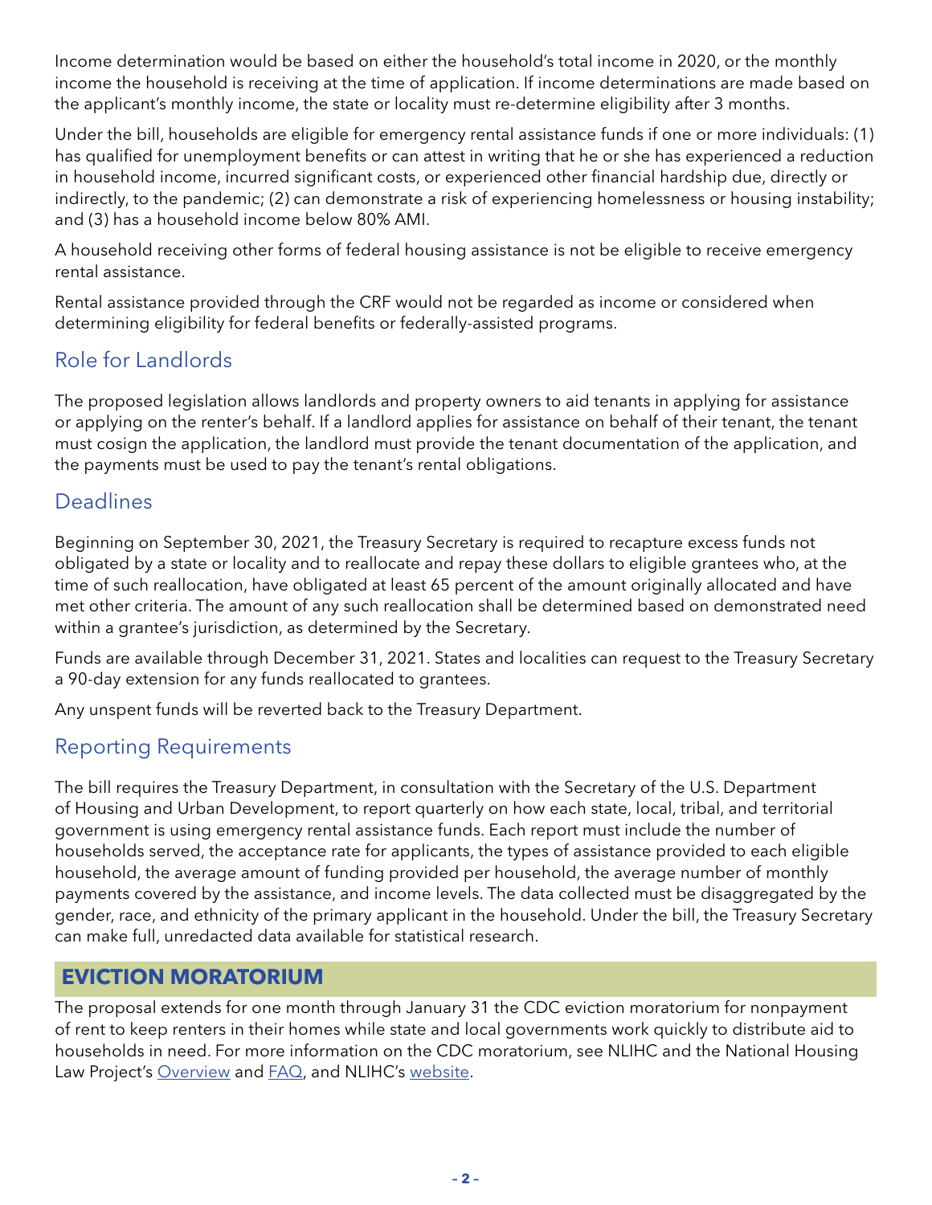Income determination would be based on either the household's total income in 2020, or the monthly income the household is receiving at the time of application. If income determinations are made based on the applicant's monthly income, the state or locality must re-determine eligibility after 3 months.

Under the bill, households are eligible for emergency rental assistance funds if one or more individuals: (1) has qualified for unemployment benefits or can attest in writing that he or she has experienced a reduction in household income, incurred significant costs, or experienced other financial hardship due, directly or indirectly, to the pandemic; (2) can demonstrate a risk of experiencing homelessness or housing instability; and (3) has a household income below 80% AMI.

A household receiving other forms of federal housing assistance is not be eligible to receive emergency rental assistance.

Rental assistance provided through the CRF would not be regarded as income or considered when determining eligibility for federal benefits or federally-assisted programs.

## Role for Landlords

The proposed legislation allows landlords and property owners to aid tenants in applying for assistance or applying on the renter's behalf. If a landlord applies for assistance on behalf of their tenant, the tenant must cosign the application, the landlord must provide the tenant documentation of the application, and the payments must be used to pay the tenant's rental obligations.

## Deadlines

Beginning on September 30, 2021, the Treasury Secretary is required to recapture excess funds not obligated by a state or locality and to reallocate and repay these dollars to eligible grantees who, at the time of such reallocation, have obligated at least 65 percent of the amount originally allocated and have met other criteria. The amount of any such reallocation shall be determined based on demonstrated need within a grantee's jurisdiction, as determined by the Secretary.

Funds are available through December 31, 2021. States and localities can request to the Treasury Secretary a 90-day extension for any funds reallocated to grantees.

Any unspent funds will be reverted back to the Treasury Department.

## Reporting Requirements

The bill requires the Treasury Department, in consultation with the Secretary of the U.S. Department of Housing and Urban Development, to report quarterly on how each state, local, tribal, and territorial government is using emergency rental assistance funds. Each report must include the number of households served, the acceptance rate for applicants, the types of assistance provided to each eligible household, the average amount of funding provided per household, the average number of monthly payments covered by the assistance, and income levels. The data collected must be disaggregated by the gender, race, and ethnicity of the primary applicant in the household. Under the bill, the Treasury Secretary can make full, unredacted data available for statistical research.

# EVICTION MORATORIUM

The proposal extends for one month through January 31 the CDC eviction moratorium for nonpayment of rent to keep renters in their homes while state and local governments work quickly to distribute aid to households in need. For more information on the CDC moratorium, see NLIHC and the National Housing Law Project's Overview and FAQ, and NLIHC's website.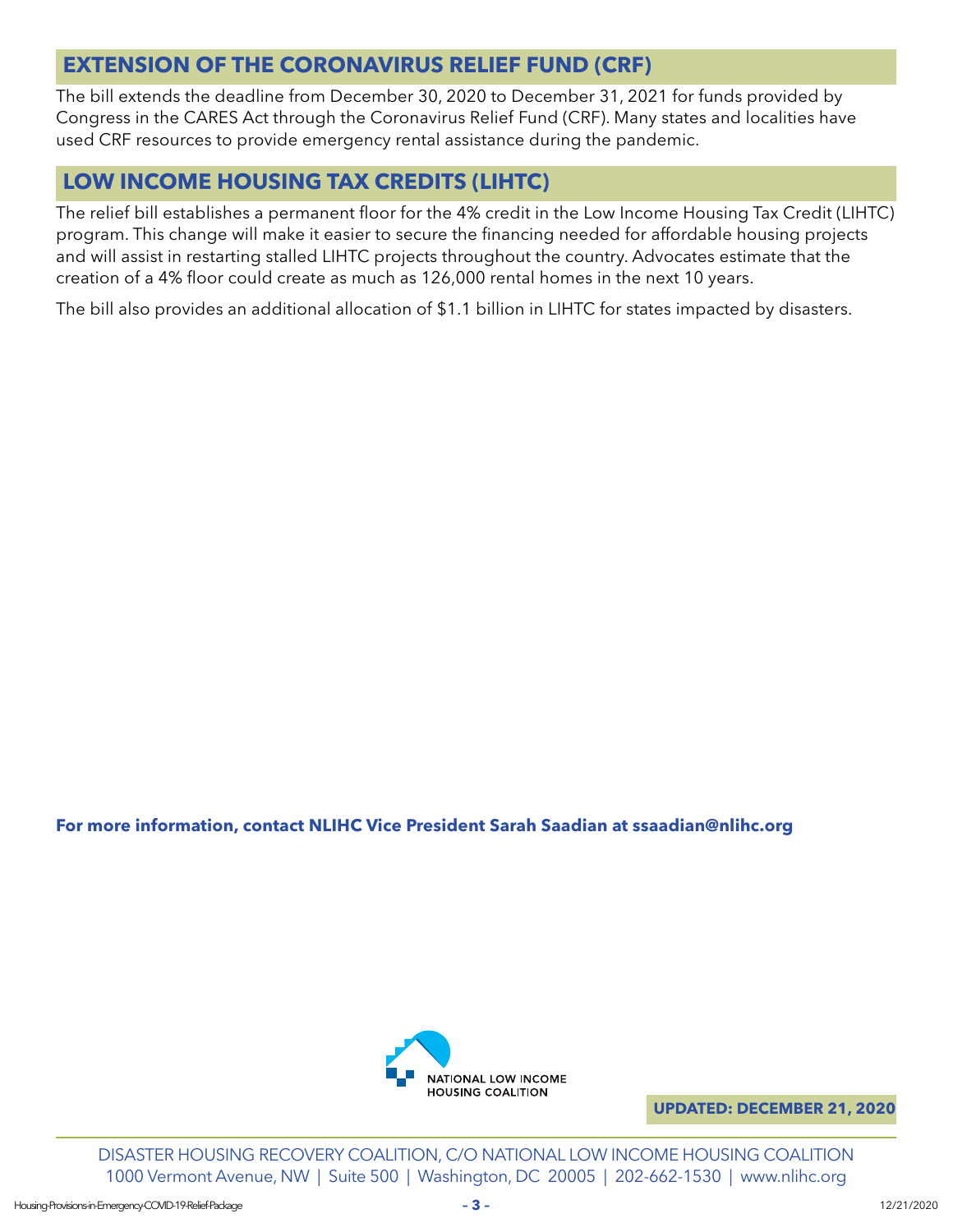## EXTENSION OF THE CORONAVIRUS RELIEF FUND (CRF)

The bill extends the deadline from December 30, 2020 to December 31, 2021 for funds provided by Congress in the CARES Act through the Coronavirus Relief Fund (CRF). Many states and localities have used CRF resources to provide emergency rental assistance during the pandemic.

## LOW INCOME HOUSING TAX CREDITS (LIHTC)

The relief bill establishes a permanent floor for the 4% credit in the Low Income Housing Tax Credit (LIHTC) program. This change will make it easier to secure the financing needed for affordable housing projects and will assist in restarting stalled LIHTC projects throughout the country. Advocates estimate that the creation of a 4% floor could create as much as 126,000 rental homes in the next 10 years.

The bill also provides an additional allocation of $1.1 billion in LIHTC for states impacted by disasters.

**For more information, contact NLIHC Vice President Sarah Saadian at ssaadian@nlihc.org**

NATIONAL LOW INCOME HOUSING COALITION

**UPDATED: DECEMBER 21, 2020**

DISASTER HOUSING RECOVERY COALITION, C/O NATIONAL LOW INCOME HOUSING COALITION
1000 Vermont Avenue, NW | Suite 500 | Washington, DC 20005 | 202-662-1530 | www.nlihc.org